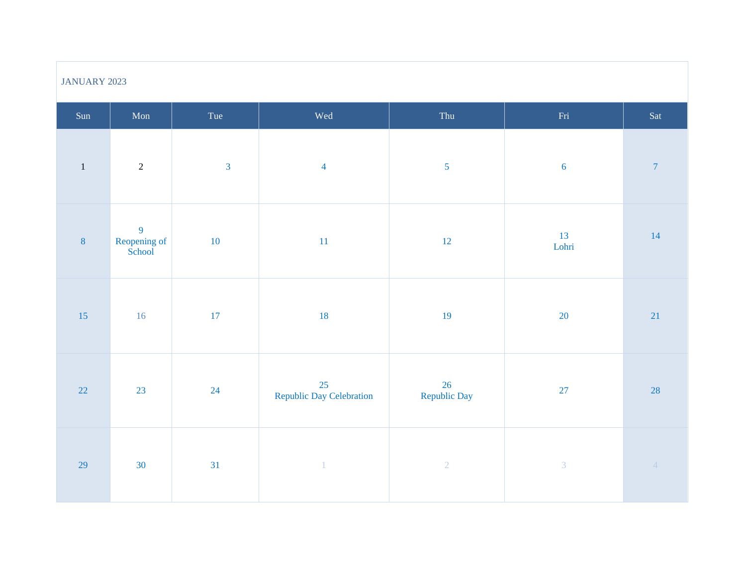JANUARY 2023

| Sun | Mon | Tue | Wed | Thu | Fri | Sat |
|---|---|---|---|---|---|---|
| 1 | 2 | 3 | 4 | 5 | 6 | 7 |
| 8 | 9 Reopening of School | 10 | 11 | 12 | 13 Lohri | 14 |
| 15 | 16 | 17 | 18 | 19 | 20 | 21 |
| 22 | 23 | 24 | 25 Republic Day Celebration | 26 Republic Day | 27 | 28 |
| 29 | 30 | 31 | 1 | 2 | 3 | 4 |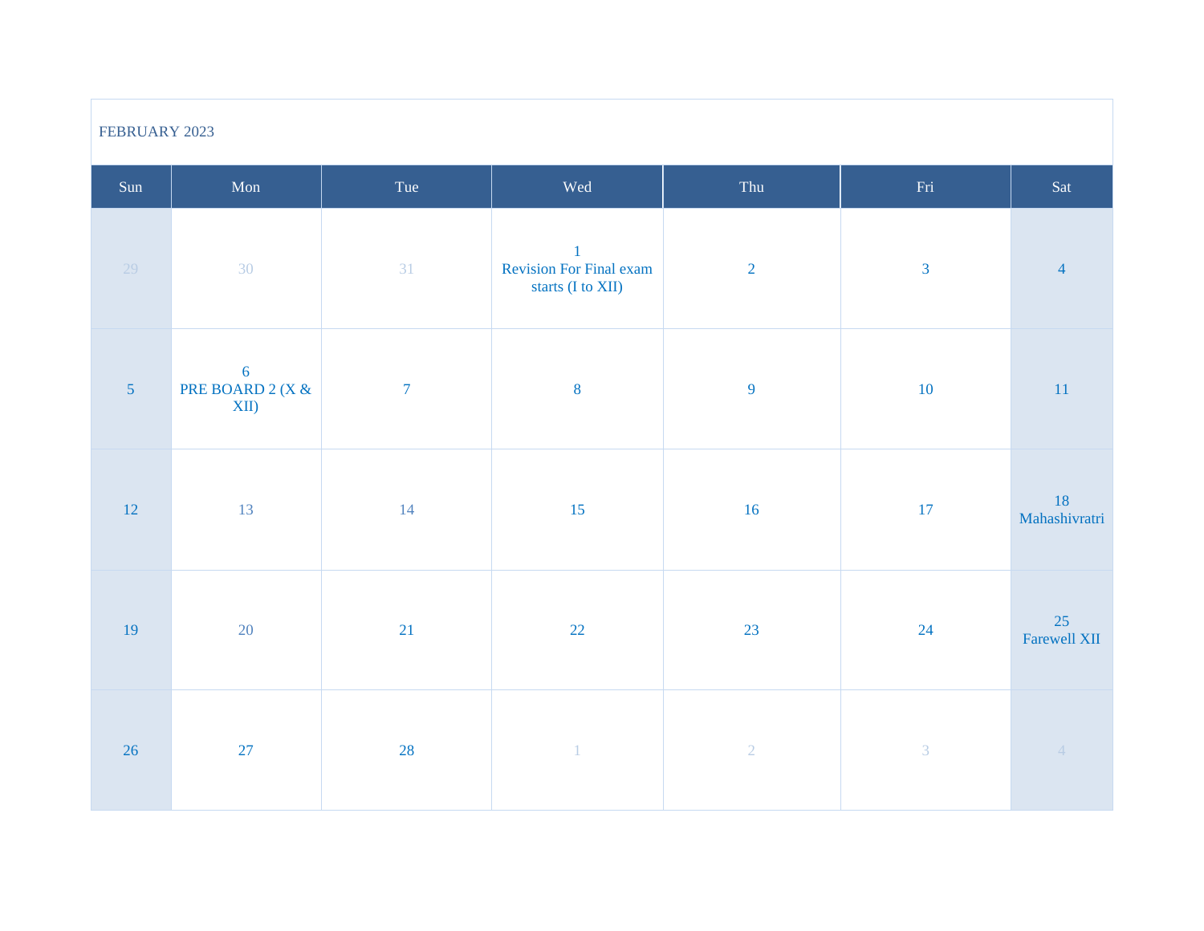FEBRUARY 2023

| Sun | Mon | Tue | Wed | Thu | Fri | Sat |
|---|---|---|---|---|---|---|
| 29 | 30 | 31 | 1 Revision For Final exam starts (I to XII) | 2 | 3 | 4 |
| 5 | 6 PRE BOARD 2 (X & XII) | 7 | 8 | 9 | 10 | 11 |
| 12 | 13 | 14 | 15 | 16 | 17 | 18 Mahashivratri |
| 19 | 20 | 21 | 22 | 23 | 24 | 25 Farewell XII |
| 26 | 27 | 28 | 1 | 2 | 3 | 4 |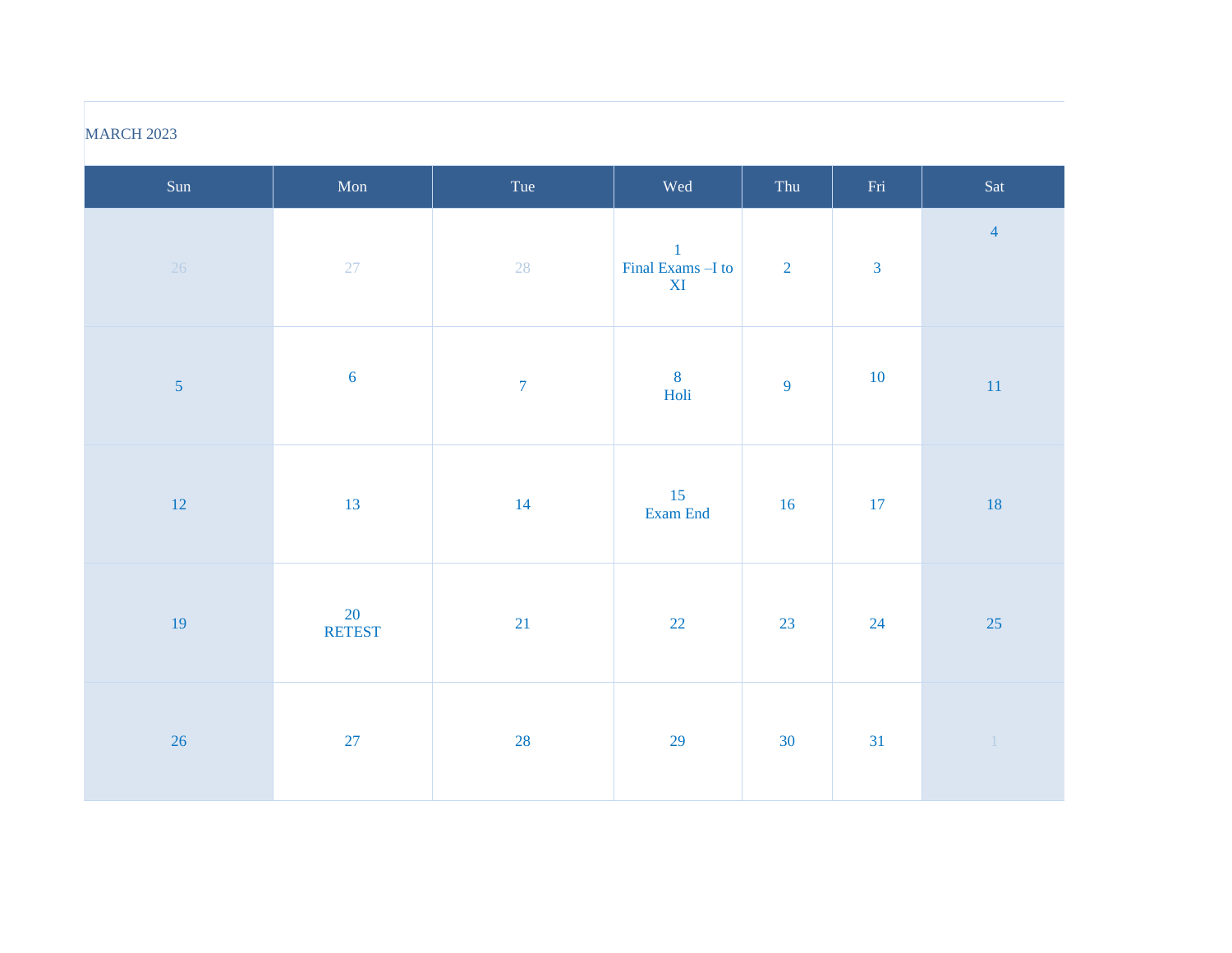MARCH 2023

| Sun | Mon | Tue | Wed | Thu | Fri | Sat |
|---|---|---|---|---|---|---|
| 26 | 27 | 28 | 1 Final Exams –I to XI | 2 | 3 | 4 |
| 5 | 6 | 7 | 8 Holi | 9 | 10 | 11 |
| 12 | 13 | 14 | 15 Exam End | 16 | 17 | 18 |
| 19 | 20 RETEST | 21 | 22 | 23 | 24 | 25 |
| 26 | 27 | 28 | 29 | 30 | 31 | 1 |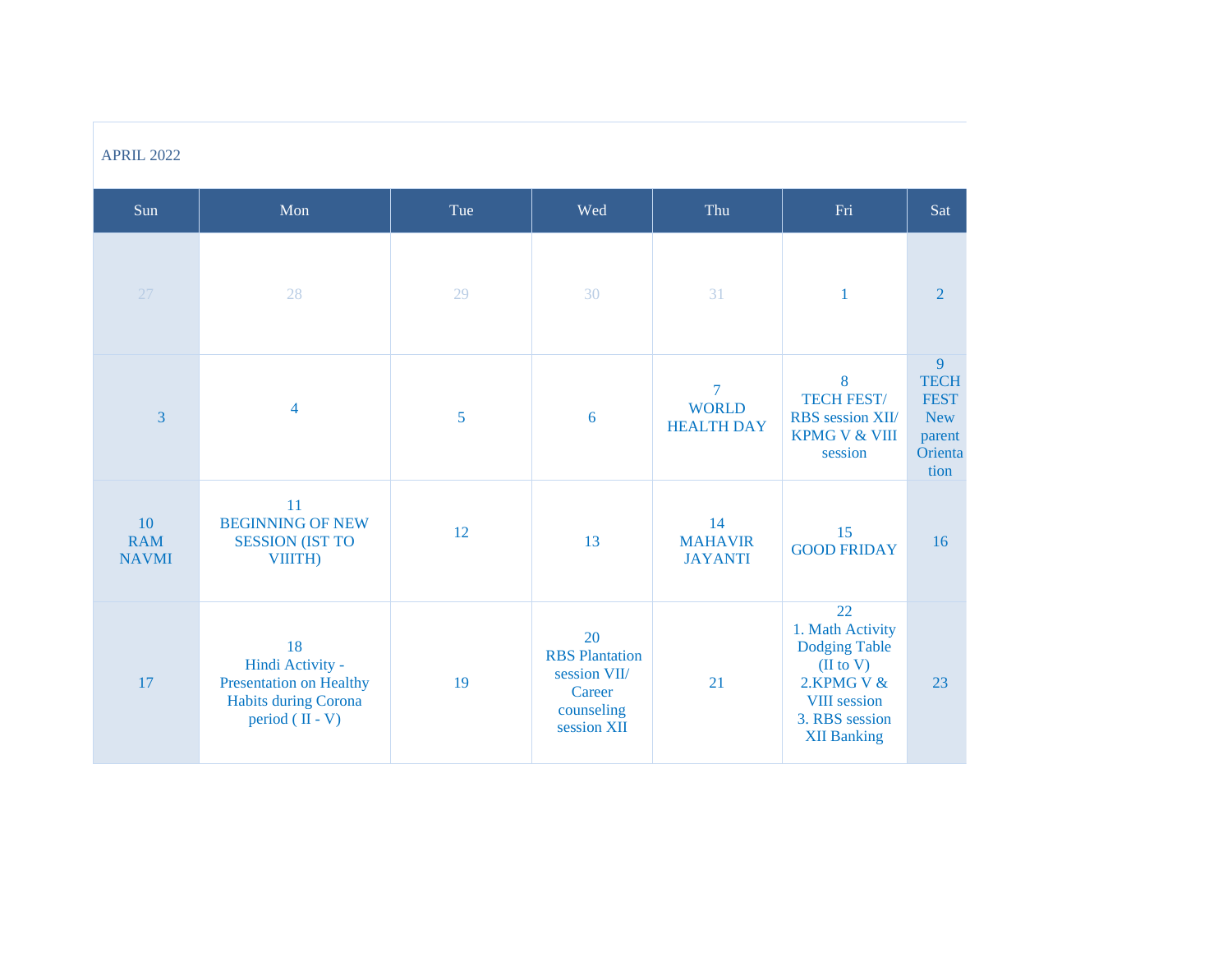APRIL 2022

| Sun | Mon | Tue | Wed | Thu | Fri | Sat |
|---|---|---|---|---|---|---|
| 27 | 28 | 29 | 30 | 31 | 1 | 2 |
| 3 | 4 | 5 | 6 | 7 WORLD HEALTH DAY | 8 TECH FEST/ RBS session XII/ KPMG V & VIII session | 9 TECH FEST New parent Orientation |
| 10 RAM NAVMI | 11 BEGINNING OF NEW SESSION (IST TO VIIITH) | 12 | 13 | 14 MAHAVIR JAYANTI | 15 GOOD FRIDAY | 16 |
| 17 | 18 Hindi Activity - Presentation on Healthy Habits during Corona period ( II - V) | 19 | 20 RBS Plantation session VII/ Career counseling session XII | 21 | 22 1. Math Activity Dodging Table (II to V) 2.KPMG V & VIII session 3. RBS session XII Banking | 23 |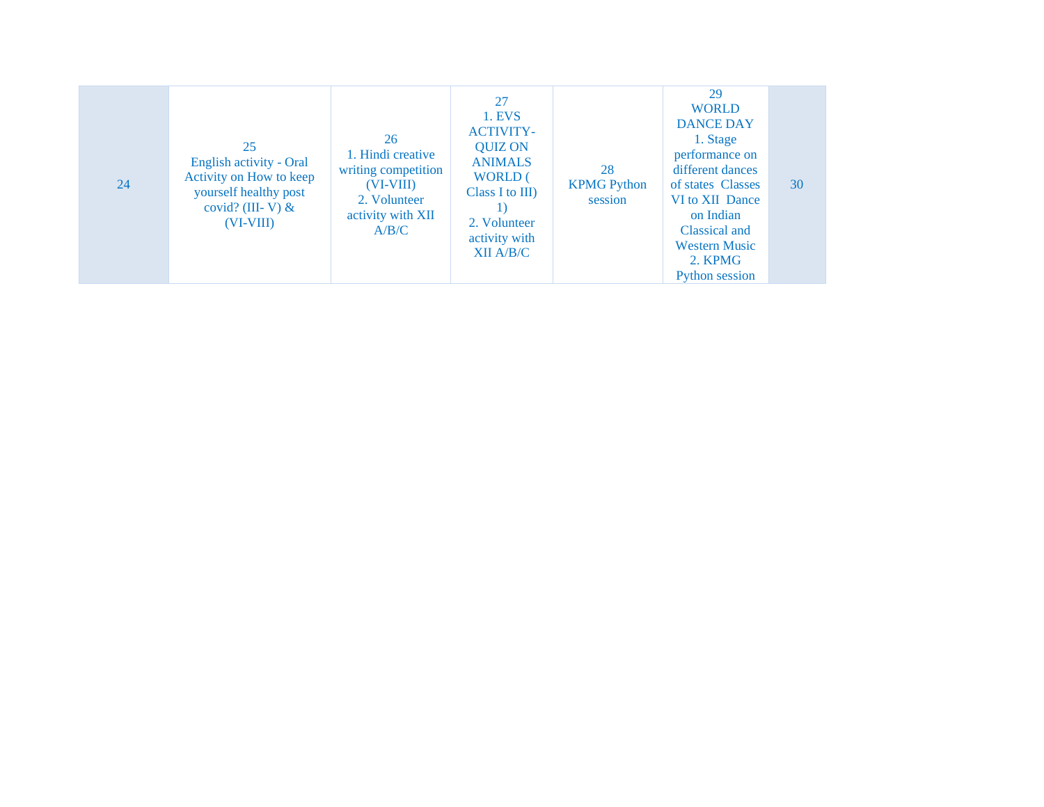| | | | | | | |
|---|---|---|---|---|---|---|
| 24 | 25<br>English activity - Oral Activity on How to keep yourself healthy post covid? (III- V) & (VI-VIII) | 26<br>1. Hindi creative writing competition (VI-VIII)<br>2. Volunteer activity with XII A/B/C | 27<br>1. EVS ACTIVITY- QUIZ ON ANIMALS WORLD ( Class I to III) 1)<br>2. Volunteer activity with XII A/B/C | 28<br>KPMG Python session | 29<br>WORLD DANCE DAY<br>1. Stage performance on different dances of states Classes VI to XII Dance on Indian Classical and Western Music<br>2. KPMG Python session | 30 |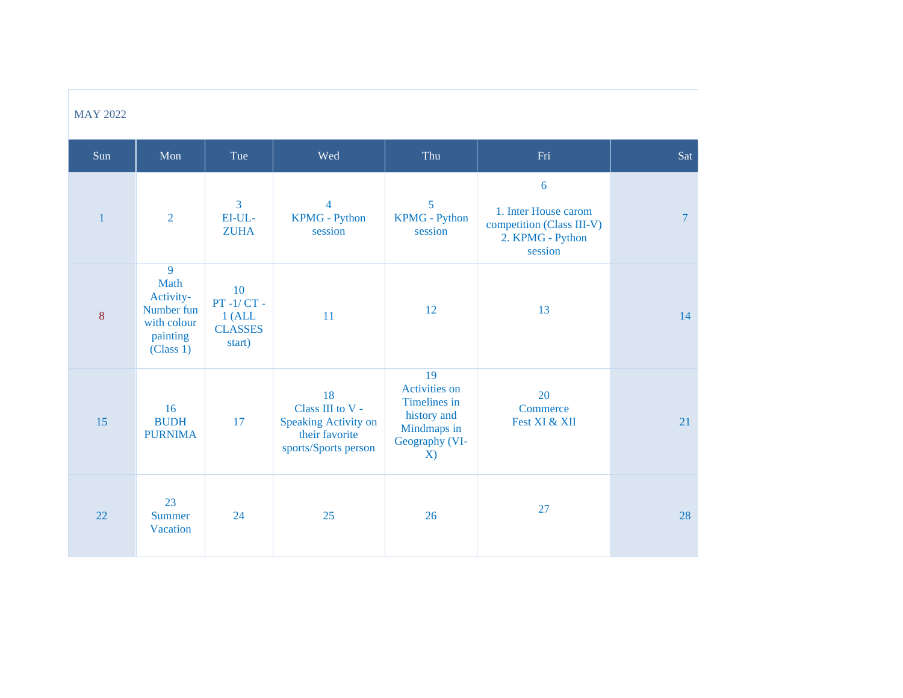MAY 2022

| Sun | Mon | Tue | Wed | Thu | Fri | Sat |
|---|---|---|---|---|---|---|
| 1 | 2 | 3 EI-UL-ZUHA | 4 KPMG - Python session | 5 KPMG - Python session | 6 1. Inter House carom competition (Class III-V) 2. KPMG - Python session | 7 |
| 8 | 9 Math Activity-Number fun with colour painting (Class 1) | 10 PT -1/ CT - 1 (ALL CLASSES start) | 11 | 12 | 13 | 14 |
| 15 | 16 BUDH PURNIMA | 17 | 18 Class III to V - Speaking Activity on their favorite sports/Sports person | 19 Activities on Timelines in history and Mindmaps in Geography (VI-X) | 20 Commerce Fest XI & XII | 21 |
| 22 | 23 Summer Vacation | 24 | 25 | 26 | 27 | 28 |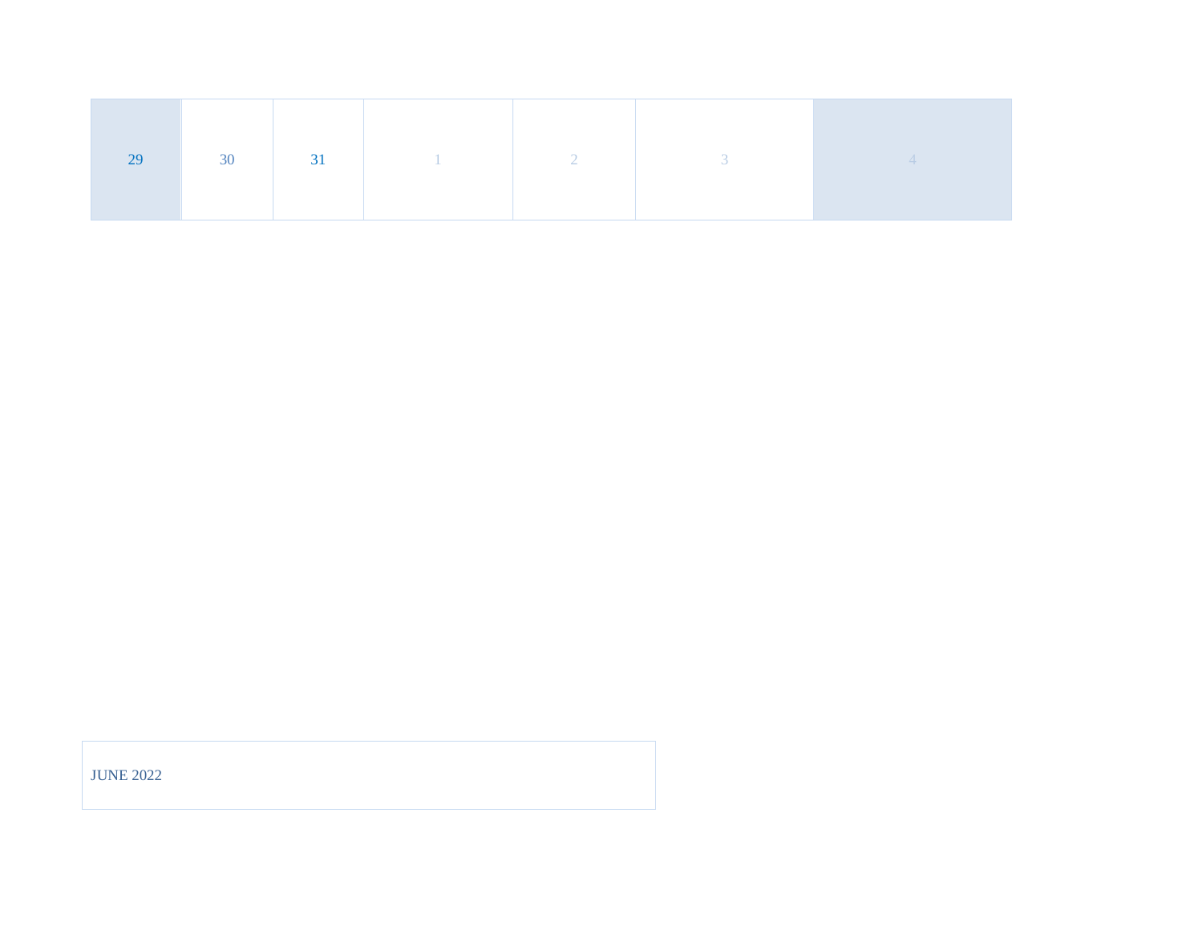| | | | | | | |
|---|---|---|---|---|---|---|
| 29 | 30 | 31 | 1 | 2 | 3 | 4 |

JUNE 2022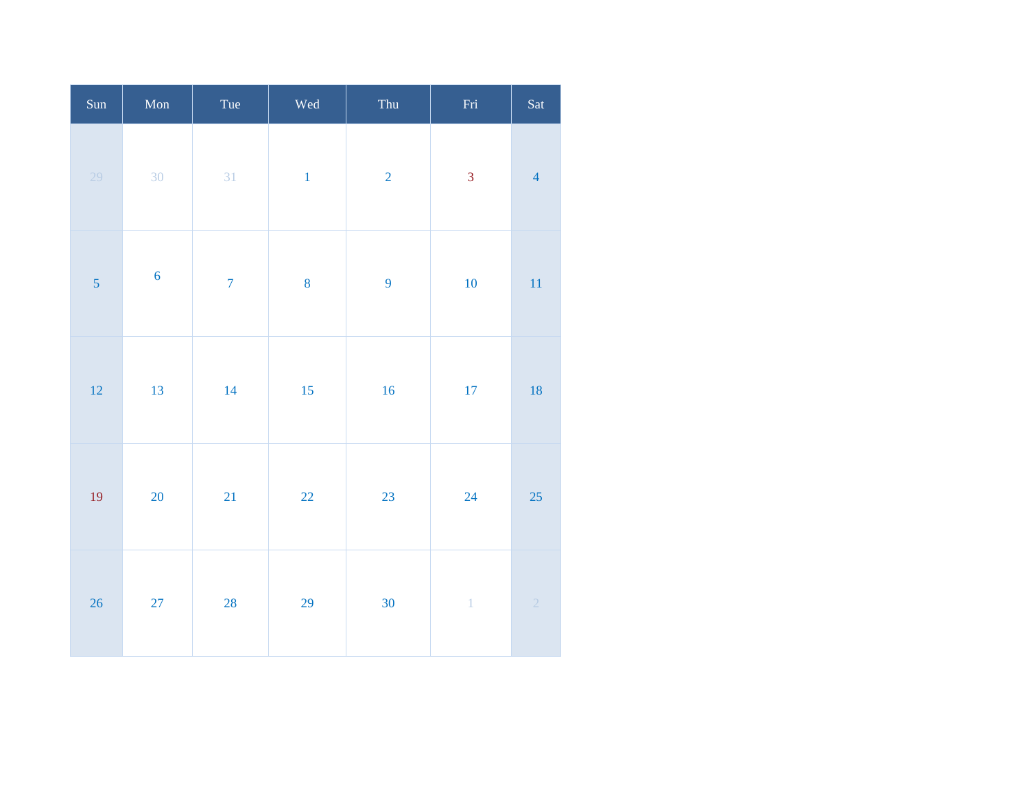| Sun | Mon | Tue | Wed | Thu | Fri | Sat |
|---|---|---|---|---|---|---|
| 29 | 30 | 31 | 1 | 2 | 3 | 4 |
| 5 | 6 | 7 | 8 | 9 | 10 | 11 |
| 12 | 13 | 14 | 15 | 16 | 17 | 18 |
| 19 | 20 | 21 | 22 | 23 | 24 | 25 |
| 26 | 27 | 28 | 29 | 30 | 1 | 2 |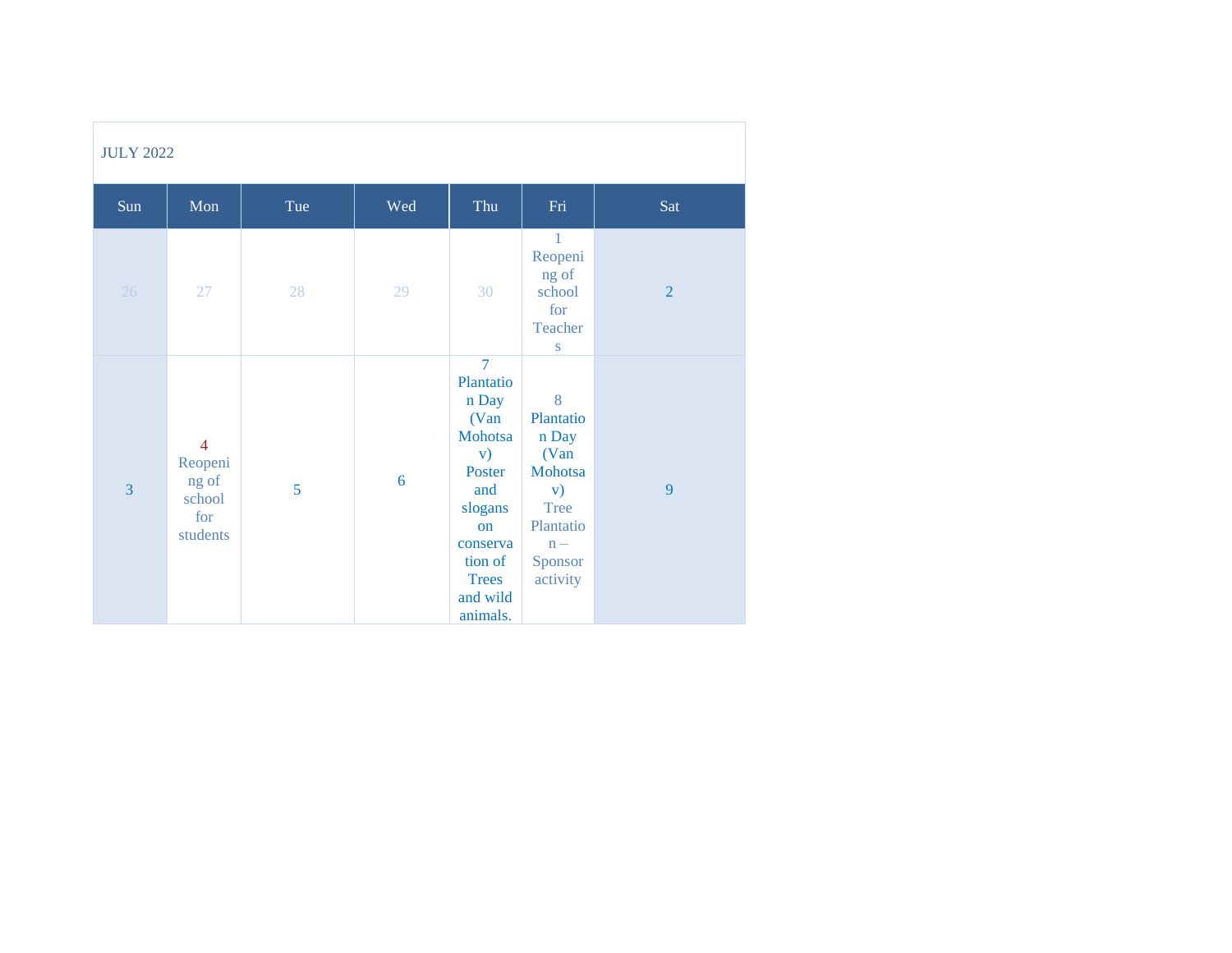JULY 2022

| Sun | Mon | Tue | Wed | Thu | Fri | Sat |
|---|---|---|---|---|---|---|
| 26 | 27 | 28 | 29 | 30 | 1 Reopening of school for Teachers | 2 |
| 3 | 4 Reopening of school for students | 5 | 6 | 7 Plantation Day (Van Mohotsav) Poster and slogans on conservation of Trees and wild animals. | 8 Plantation Day (Van Mohotsav) Tree Plantation – Sponsor activity | 9 |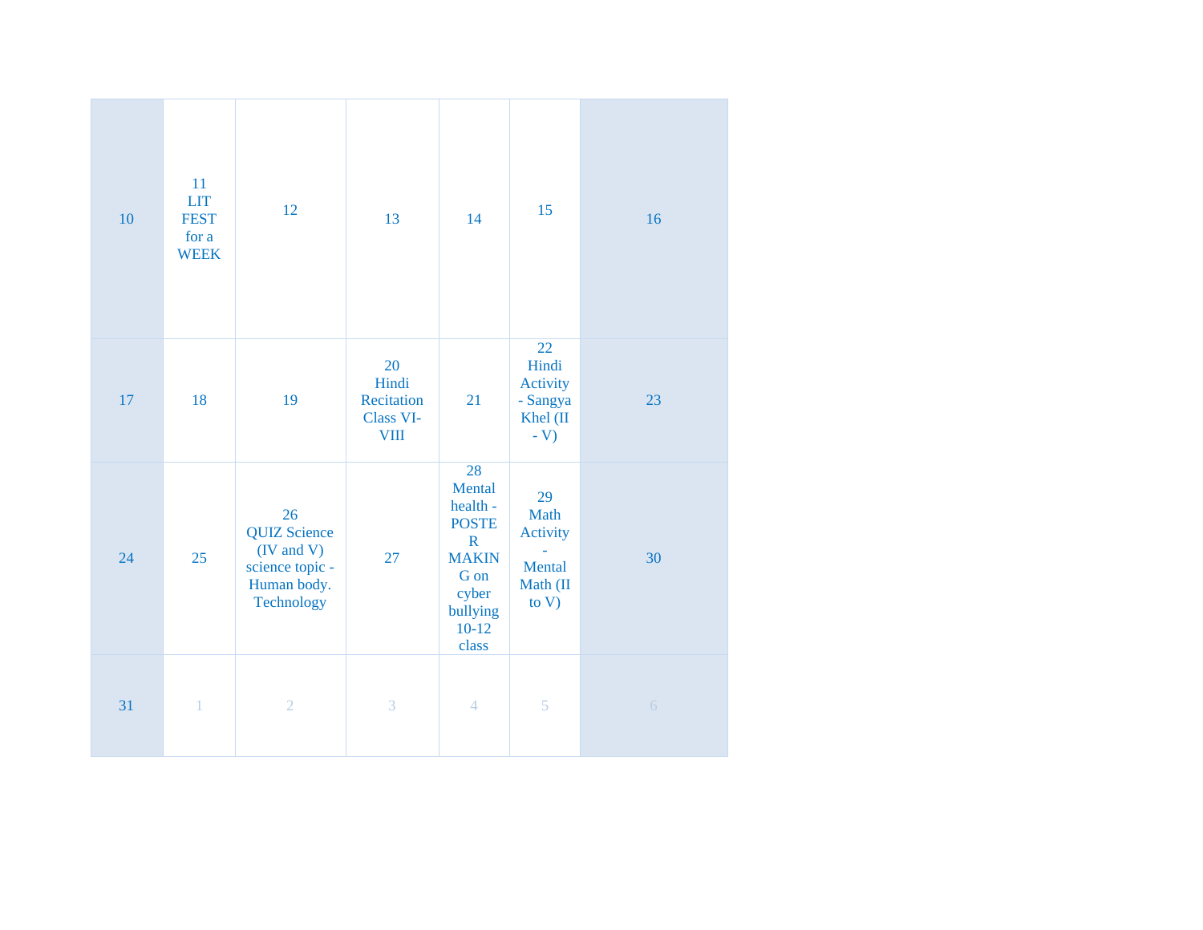| | | | | | | |
|---|---|---|---|---|---|---|
| 10 | 11 LIT FEST for a WEEK | 12 | 13 | 14 | 15 | 16 |
| 17 | 18 | 19 | 20 Hindi Recitation Class VI-VIII | 21 | 22 Hindi Activity - Sangya Khel (II - V) | 23 |
| 24 | 25 | 26 QUIZ Science (IV and V) science topic - Human body. Technology | 27 | 28 Mental health - POSTER MAKING on cyber bullying 10-12 class | 29 Math Activity - Mental Math (II to V) | 30 |
| 31 | 1 | 2 | 3 | 4 | 5 | 6 |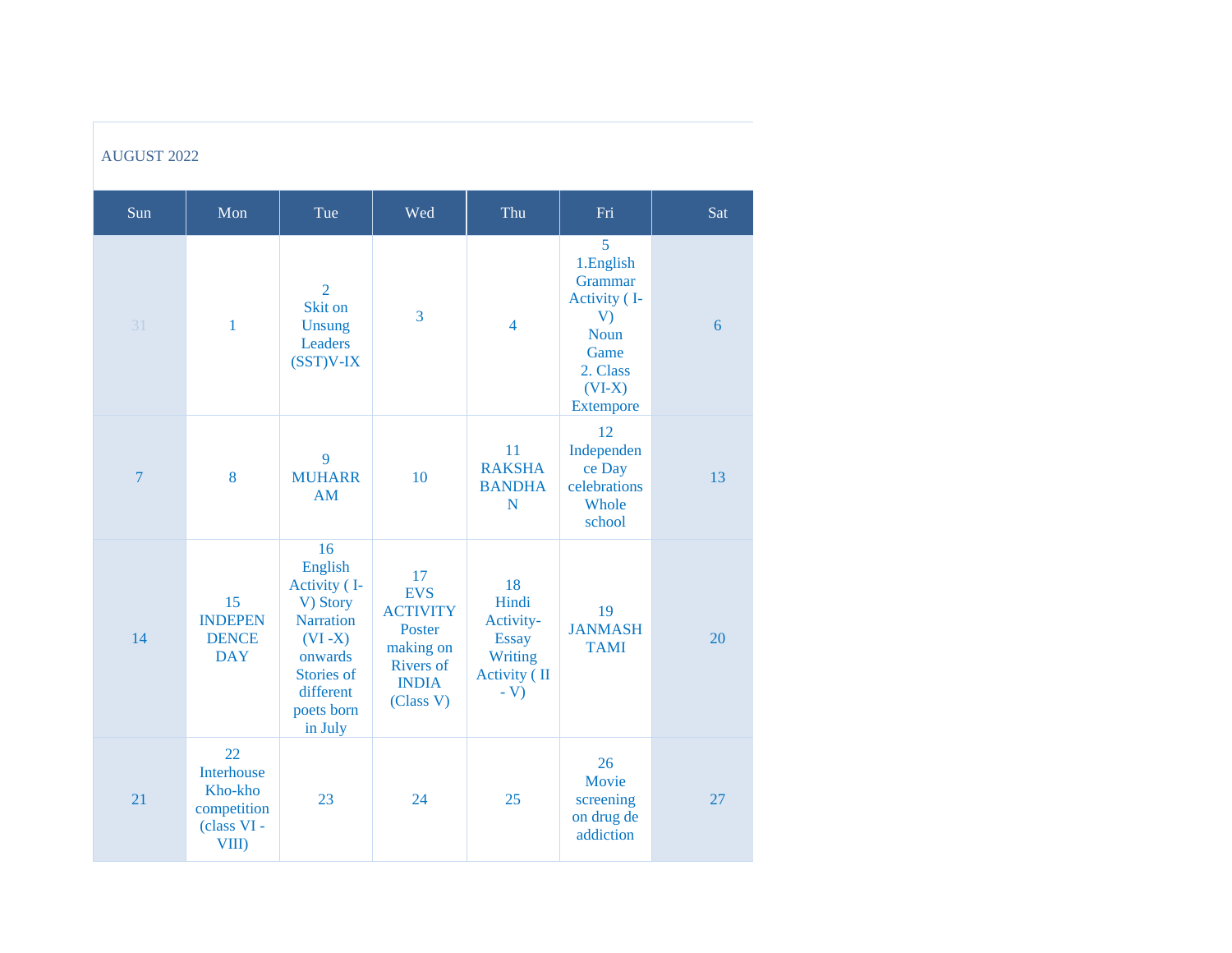AUGUST 2022

| Sun | Mon | Tue | Wed | Thu | Fri | Sat |
|---|---|---|---|---|---|---|
| 31 | 1 | 2 Skit on Unsung Leaders (SST)V-IX | 3 | 4 | 5 1.English Grammar Activity ( I-V) Noun Game 2. Class (VI-X) Extempore | 6 |
| 7 | 8 | 9 MUHARRAM | 10 | 11 RAKSHA BANDHAN | 12 Independence Day celebrations Whole school | 13 |
| 14 | 15 INDEPENDENCE DAY | 16 English Activity ( I-V) Story Narration (VI -X) onwards Stories of different poets born in July | 17 EVS ACTIVITY Poster making on Rivers of INDIA (Class V) | 18 Hindi Activity-Essay Writing Activity ( II - V) | 19 JANMASHTAMI | 20 |
| 21 | 22 Interhouse Kho-kho competition (class VI - VIII) | 23 | 24 | 25 | 26 Movie screening on drug de addiction | 27 |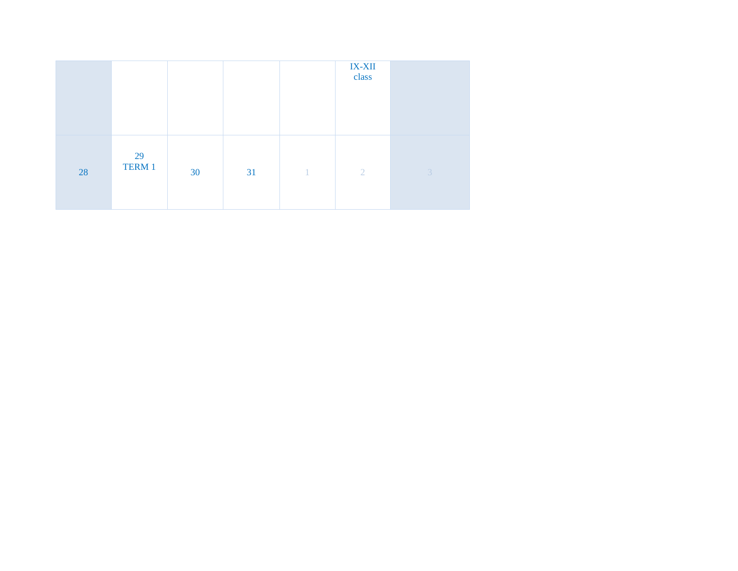| | | | | | | |
|---|---|---|---|---|---|---|
| | | | | | IX-XII class | |
| 28 | 29 TERM 1 | 30 | 31 | 1 | 2 | 3 |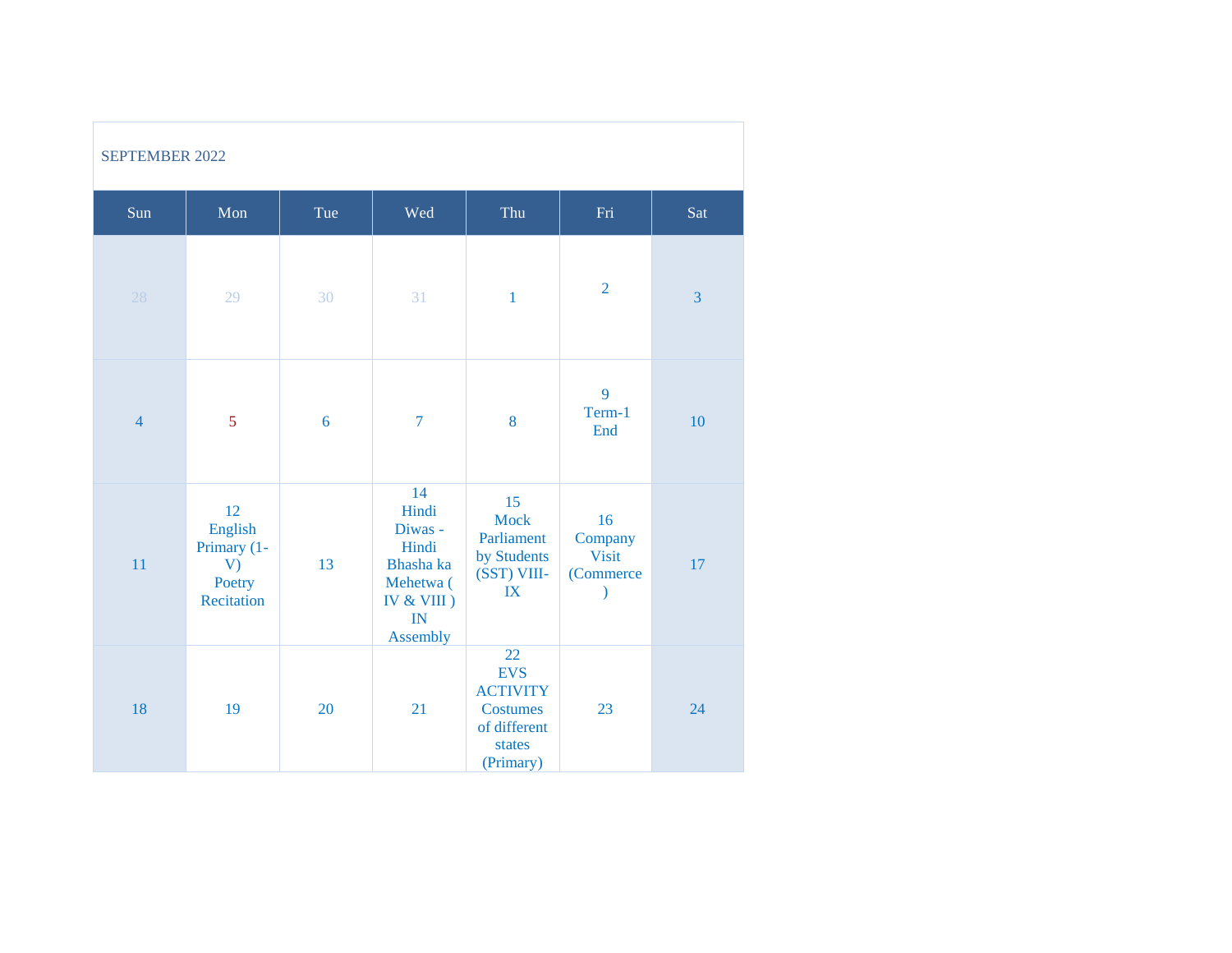SEPTEMBER 2022

| Sun | Mon | Tue | Wed | Thu | Fri | Sat |
|---|---|---|---|---|---|---|
| 28 | 29 | 30 | 31 | 1 | 2 | 3 |
| 4 | 5 | 6 | 7 | 8 | 9 Term-1 End | 10 |
| 11 | 12 English Primary (1-V) Poetry Recitation | 13 | 14 Hindi Diwas - Hindi Bhasha ka Mehetwa ( IV & VIII ) IN Assembly | 15 Mock Parliament by Students (SST) VIII-IX | 16 Company Visit (Commerce ) | 17 |
| 18 | 19 | 20 | 21 | 22 EVS ACTIVITY Costumes of different states (Primary) | 23 | 24 |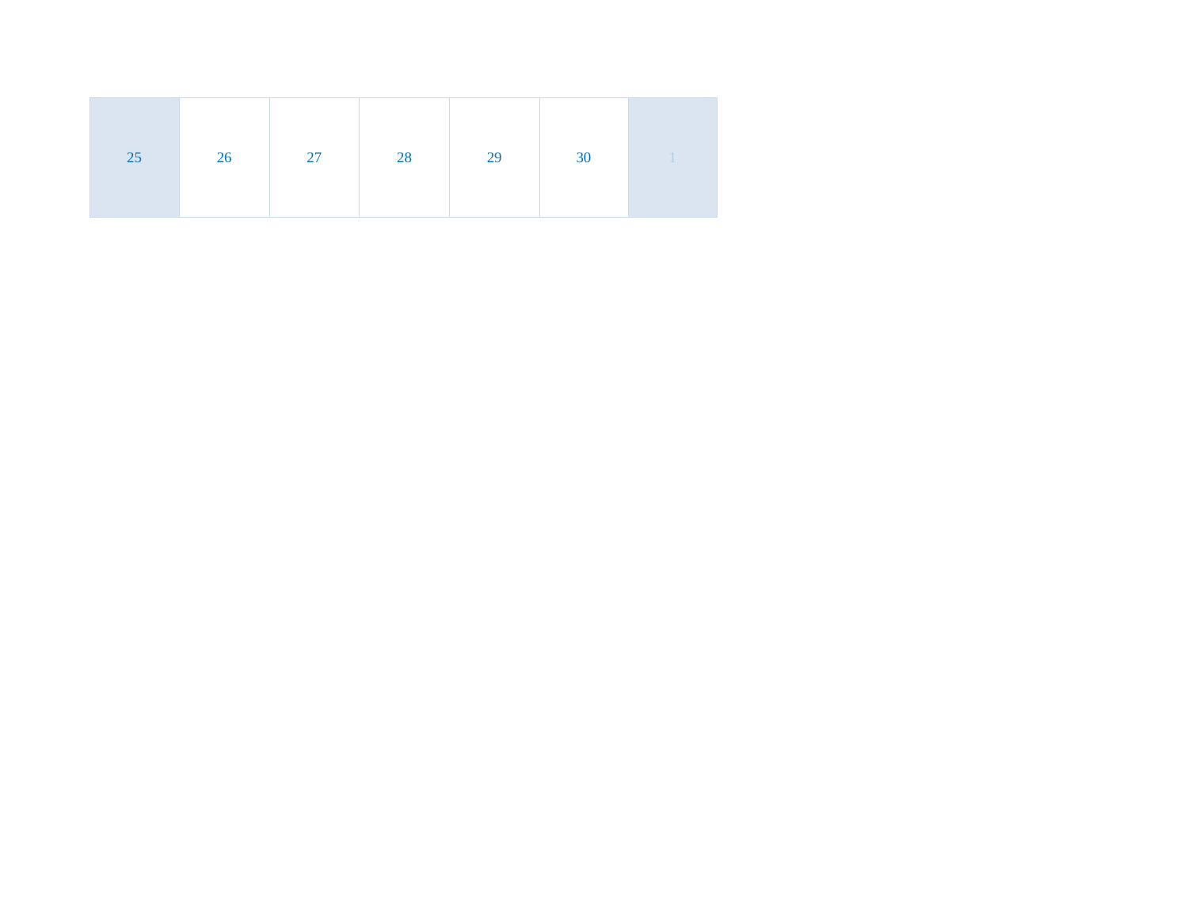| | | | | | | |
|---|---|---|---|---|---|---|
| 25 | 26 | 27 | 28 | 29 | 30 | 1 |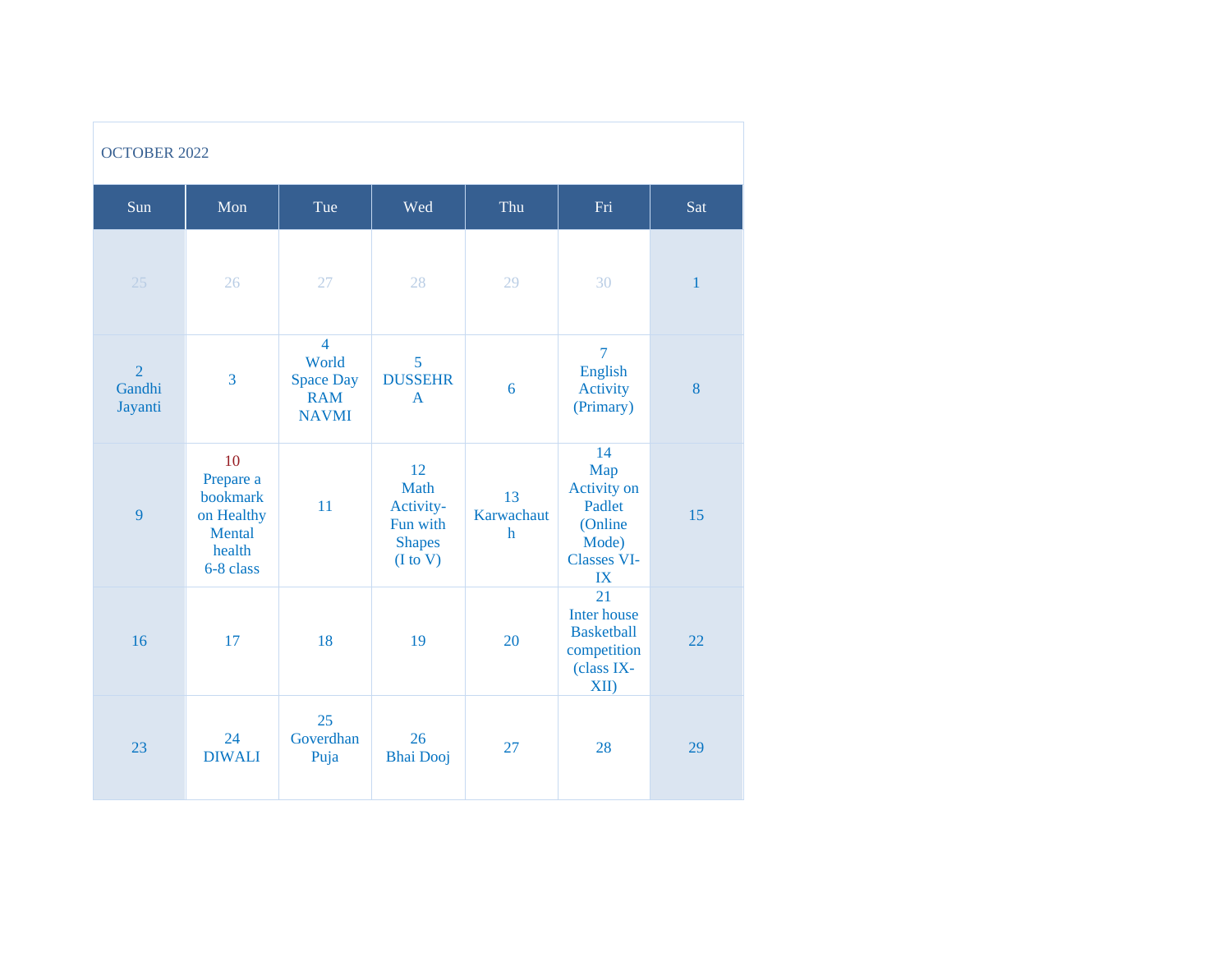OCTOBER 2022

| Sun | Mon | Tue | Wed | Thu | Fri | Sat |
|---|---|---|---|---|---|---|
| 25 | 26 | 27 | 28 | 29 | 30 | 1 |
| 2 Gandhi Jayanti | 3 | 4 World Space Day RAM NAVMI | 5 DUSSEHRA | 6 | 7 English Activity (Primary) | 8 |
| 9 | 10 Prepare a bookmark on Healthy Mental health 6-8 class | 11 | 12 Math Activity- Fun with Shapes (I to V) | 13 Karwachauth | 14 Map Activity on Padlet (Online Mode) Classes VI-IX | 15 |
| 16 | 17 | 18 | 19 | 20 | 21 Inter house Basketball competition (class IX-XII) | 22 |
| 23 | 24 DIWALI | 25 Goverdhan Puja | 26 Bhai Dooj | 27 | 28 | 29 |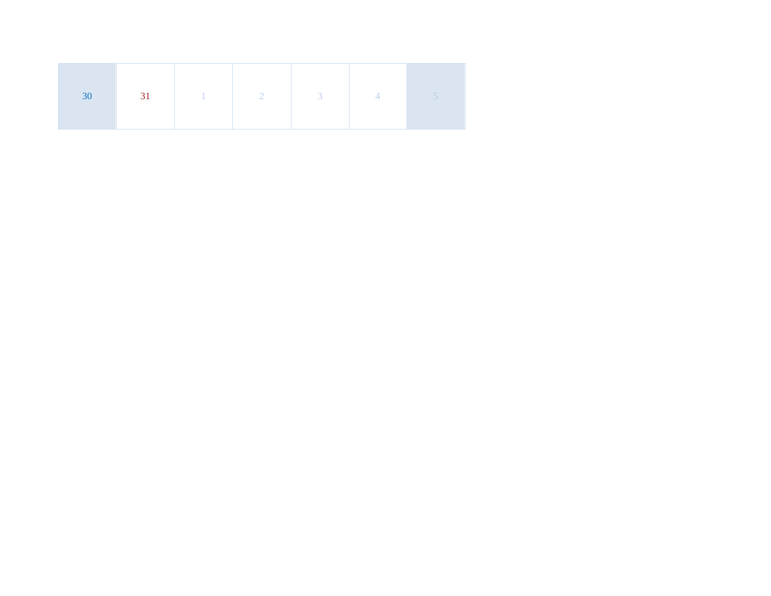| | | | | | | |
|---|---|---|---|---|---|---|
| 30 | 31 | 1 | 2 | 3 | 4 | 5 |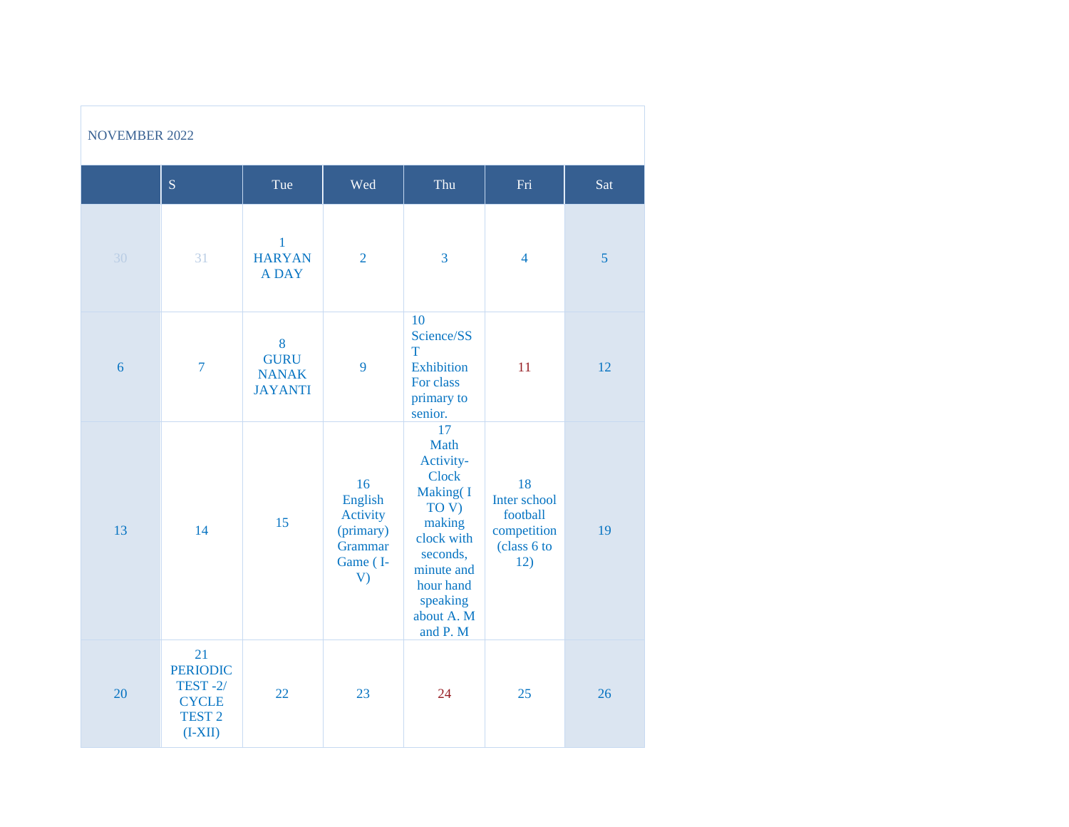NOVEMBER 2022

| | S | Tue | Wed | Thu | Fri | Sat |
|---|---|---|---|---|---|---|
| 30 | 31 | 1 HARYANA DAY | 2 | 3 | 4 | 5 |
| 6 | 7 | 8 GURU NANAK JAYANTI | 9 | 10 Science/SST Exhibition For class primary to senior. | 11 | 12 |
| 13 | 14 | 15 | 16 English Activity (primary) Grammar Game ( I-V) | 17 Math Activity- Clock Making( I TO V) making clock with seconds, minute and hour hand speaking about A. M and P. M | 18 Inter school football competition (class 6 to 12) | 19 |
| 20 | 21 PERIODIC TEST -2/ CYCLE TEST 2 (I-XII) | 22 | 23 | 24 | 25 | 26 |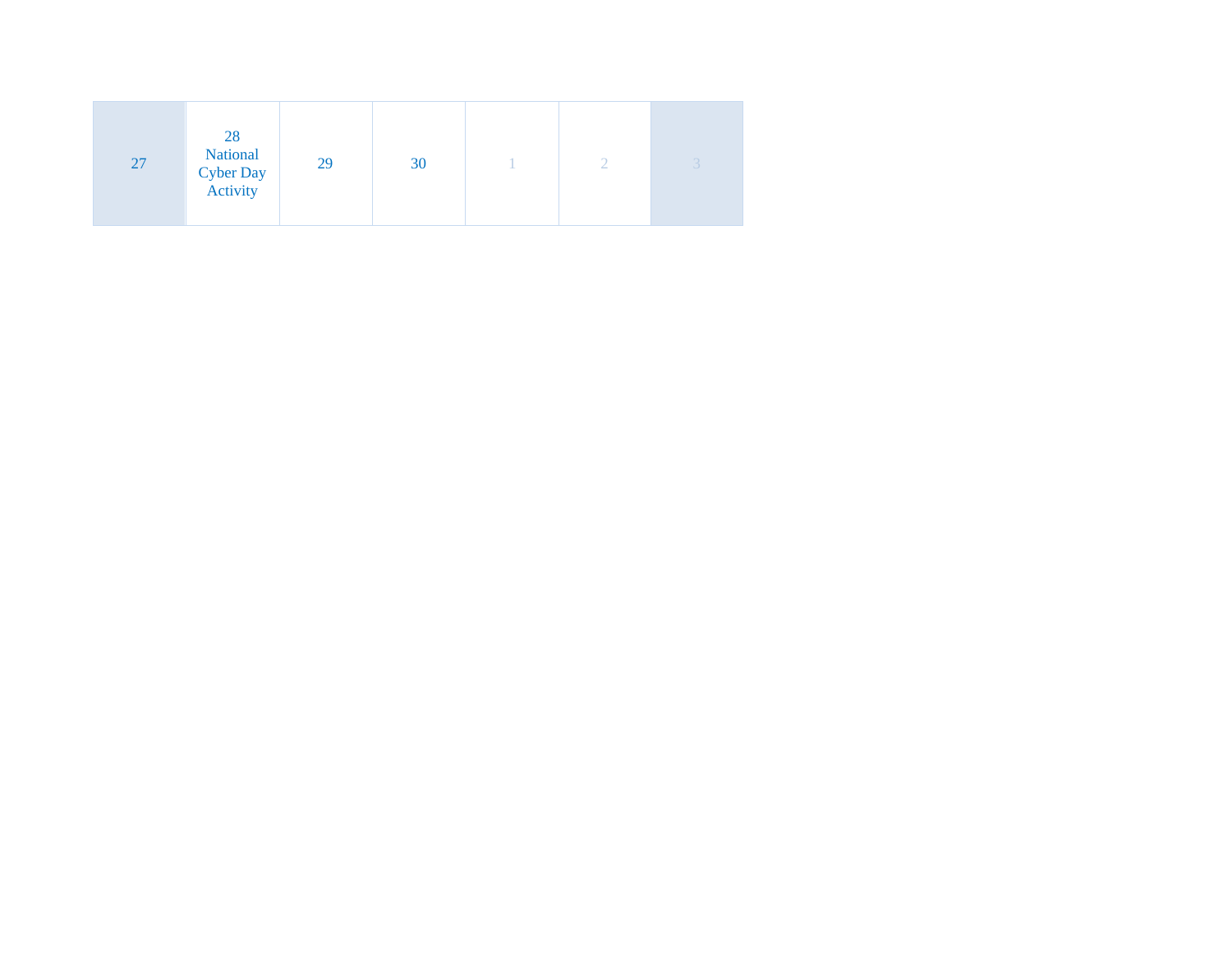| | | | | | | |
|---|---|---|---|---|---|---|
| 27 | 28 National Cyber Day Activity | 29 | 30 | 1 | 2 | 3 |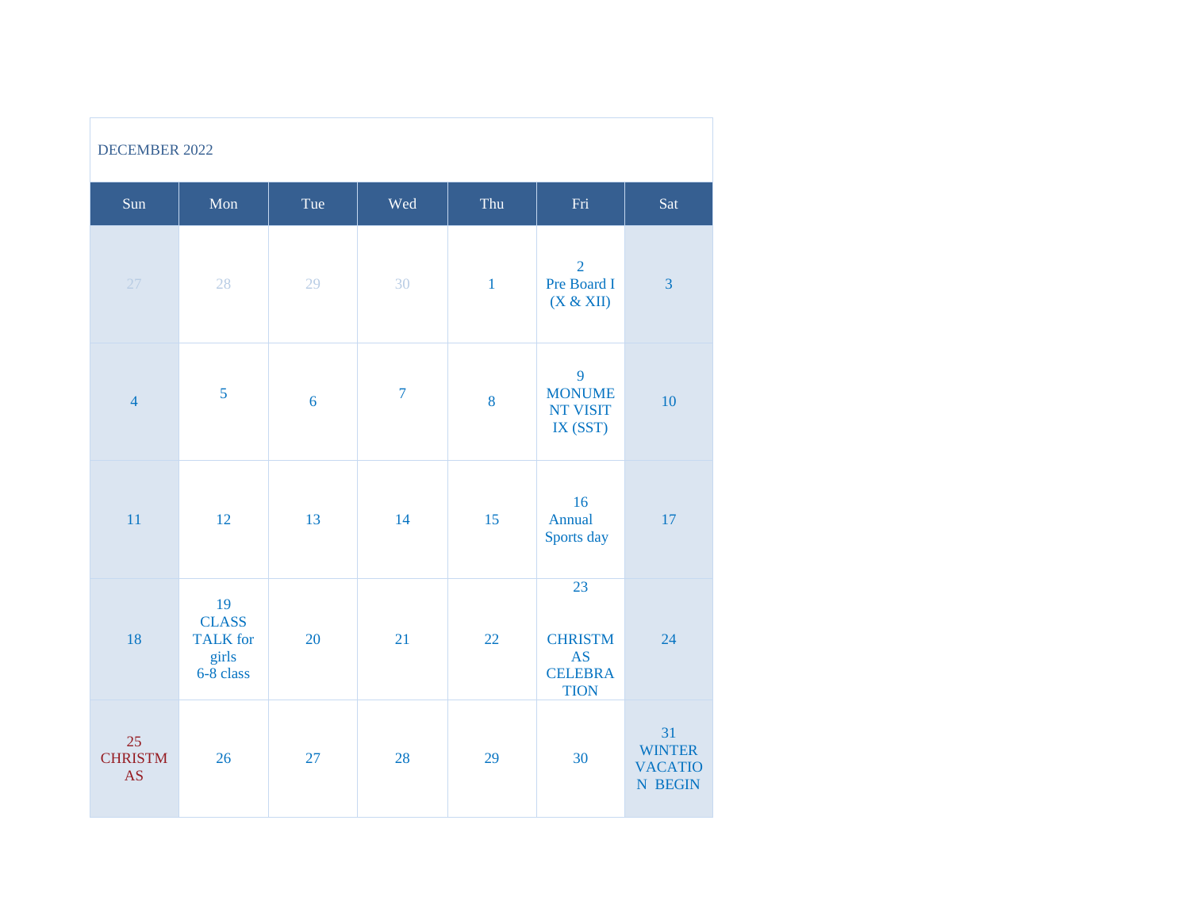DECEMBER 2022

| Sun | Mon | Tue | Wed | Thu | Fri | Sat |
|---|---|---|---|---|---|---|
| 27 | 28 | 29 | 30 | 1 | 2 Pre Board I (X & XII) | 3 |
| 4 | 5 | 6 | 7 | 8 | 9 MONUMENT VISIT IX (SST) | 10 |
| 11 | 12 | 13 | 14 | 15 | 16 Annual Sports day | 17 |
| 18 | 19 CLASS TALK for girls 6-8 class | 20 | 21 | 22 | 23 CHRISTMAS CELEBRATION | 24 |
| 25 CHRISTMAS | 26 | 27 | 28 | 29 | 30 | 31 WINTER VACATION BEGIN |